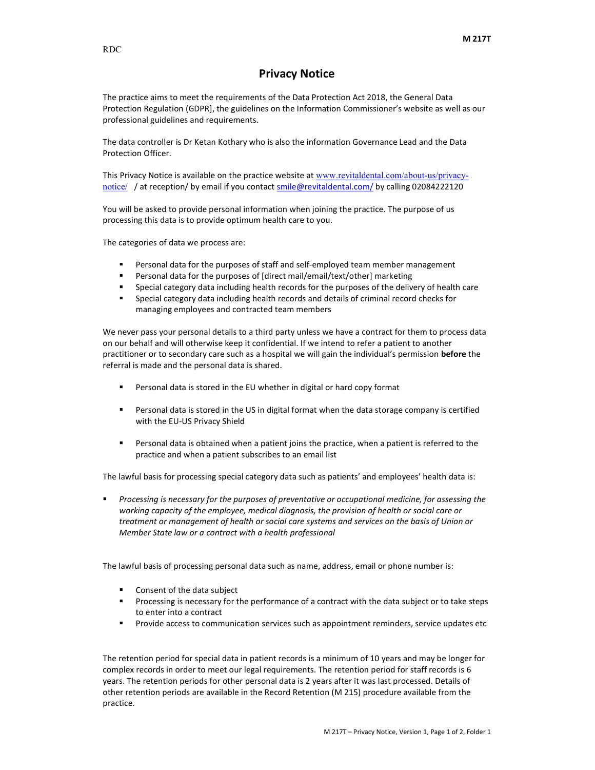# Privacy Notice

The practice aims to meet the requirements of the Data Protection Act 2018, the General Data Protection Regulation (GDPR], the guidelines on the Information Commissioner's website as well as our professional guidelines and requirements.

The data controller is Dr Ketan Kothary who is also the information Governance Lead and the Data Protection Officer.

This Privacy Notice is available on the practice website at www.revitaldental.com/about-us/privacy-notice/ / at reception/ by email if you contact smile@revitaldental.com/ by calling 02084222120

You will be asked to provide personal information when joining the practice. The purpose of us processing this data is to provide optimum health care to you.

The categories of data we process are:

- Personal data for the purposes of staff and self-employed team member management
- Personal data for the purposes of [direct mail/email/text/other] marketing
- Special category data including health records for the purposes of the delivery of health care
- Special category data including health records and details of criminal record checks for managing employees and contracted team members

We never pass your personal details to a third party unless we have a contract for them to process data on our behalf and will otherwise keep it confidential. If we intend to refer a patient to another practitioner or to secondary care such as a hospital we will gain the individual's permission **before** the referral is made and the personal data is shared.

- Personal data is stored in the EU whether in digital or hard copy format
- Personal data is stored in the US in digital format when the data storage company is certified with the EU-US Privacy Shield
- Personal data is obtained when a patient joins the practice, when a patient is referred to the practice and when a patient subscribes to an email list

The lawful basis for processing special category data such as patients' and employees' health data is:

- *Processing is necessary for the purposes of preventative or occupational medicine, for assessing the working capacity of the employee, medical diagnosis, the provision of health or social care or treatment or management of health or social care systems and services on the basis of Union or Member State law or a contract with a health professional*

The lawful basis of processing personal data such as name, address, email or phone number is:

- Consent of the data subject
- Processing is necessary for the performance of a contract with the data subject or to take steps to enter into a contract
- Provide access to communication services such as appointment reminders, service updates etc

The retention period for special data in patient records is a minimum of 10 years and may be longer for complex records in order to meet our legal requirements. The retention period for staff records is 6 years. The retention periods for other personal data is 2 years after it was last processed. Details of other retention periods are available in the Record Retention (M 215) procedure available from the practice.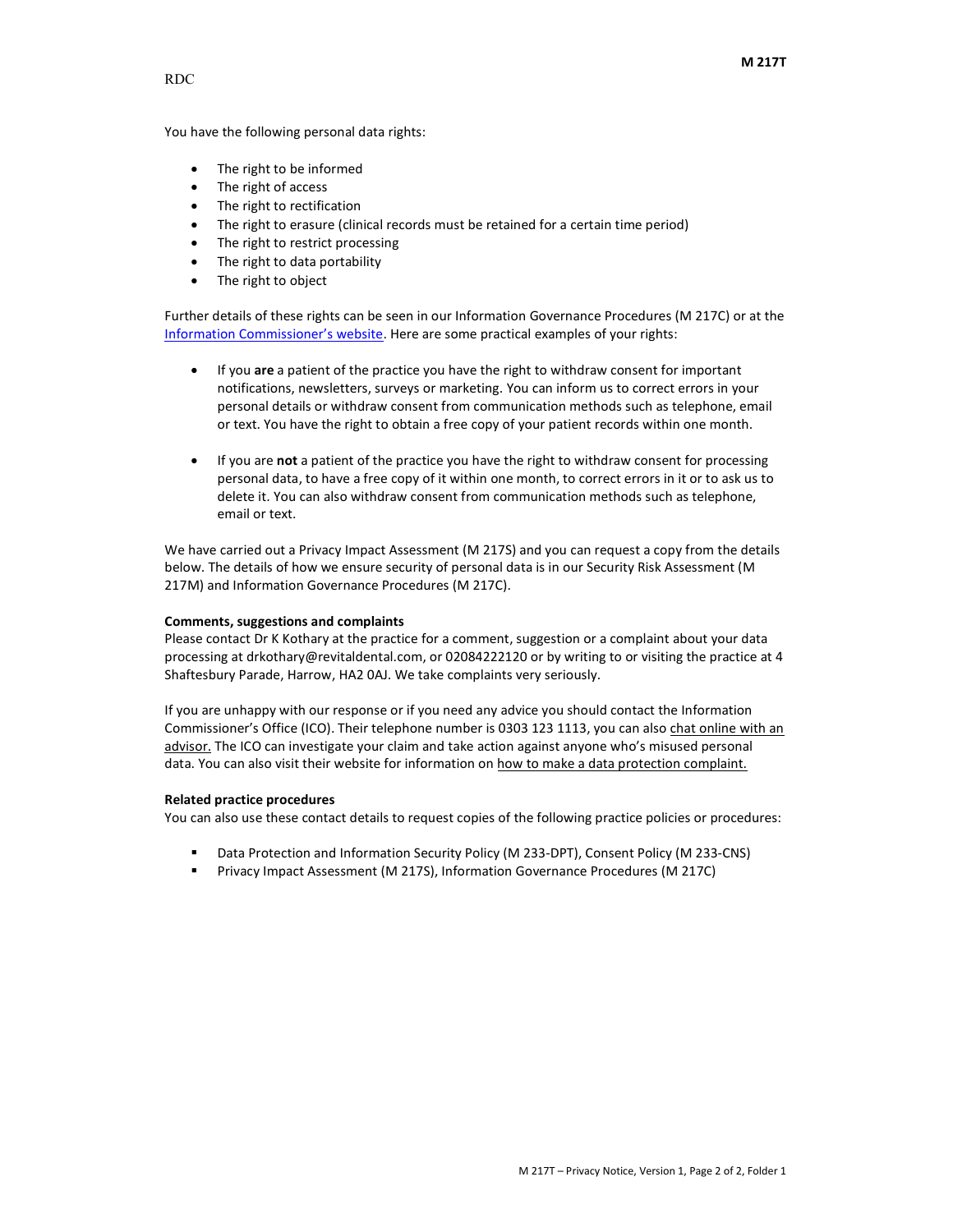You have the following personal data rights:

- The right to be informed
- The right of access
- The right to rectification
- The right to erasure (clinical records must be retained for a certain time period)
- The right to restrict processing
- The right to data portability
- The right to object

Further details of these rights can be seen in our Information Governance Procedures (M 217C) or at the Information Commissioner's website. Here are some practical examples of your rights:

- If you **are** a patient of the practice you have the right to withdraw consent for important notifications, newsletters, surveys or marketing. You can inform us to correct errors in your personal details or withdraw consent from communication methods such as telephone, email or text. You have the right to obtain a free copy of your patient records within one month.

- If you are **not** a patient of the practice you have the right to withdraw consent for processing personal data, to have a free copy of it within one month, to correct errors in it or to ask us to delete it. You can also withdraw consent from communication methods such as telephone, email or text.

We have carried out a Privacy Impact Assessment (M 217S) and you can request a copy from the details below. The details of how we ensure security of personal data is in our Security Risk Assessment (M 217M) and Information Governance Procedures (M 217C).

**Comments, suggestions and complaints**

Please contact Dr K Kothary at the practice for a comment, suggestion or a complaint about your data processing at drkothary@revitaldental.com, or 02084222120 or by writing to or visiting the practice at 4 Shaftesbury Parade, Harrow, HA2 0AJ. We take complaints very seriously.

If you are unhappy with our response or if you need any advice you should contact the Information Commissioner's Office (ICO). Their telephone number is 0303 123 1113, you can also chat online with an advisor. The ICO can investigate your claim and take action against anyone who's misused personal data. You can also visit their website for information on how to make a data protection complaint.

**Related practice procedures**

You can also use these contact details to request copies of the following practice policies or procedures:

- Data Protection and Information Security Policy (M 233-DPT), Consent Policy (M 233-CNS)
- Privacy Impact Assessment (M 217S), Information Governance Procedures (M 217C)